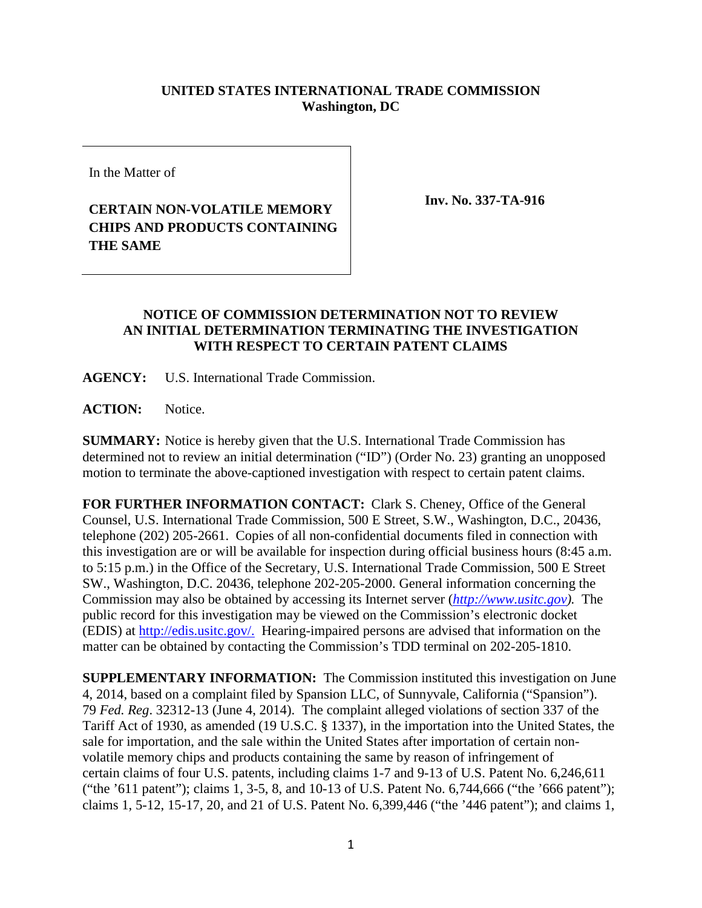**UNITED STATES INTERNATIONAL TRADE COMMISSION**
**Washington, DC**

| In the Matter of<br><br>**CERTAIN NON-VOLATILE MEMORY CHIPS AND PRODUCTS CONTAINING THE SAME** | **Inv. No. 337-TA-916** |
| --- | --- |

**NOTICE OF COMMISSION DETERMINATION NOT TO REVIEW AN INITIAL DETERMINATION TERMINATING THE INVESTIGATION WITH RESPECT TO CERTAIN PATENT CLAIMS**

**AGENCY:** U.S. International Trade Commission.

**ACTION:** Notice.

**SUMMARY:** Notice is hereby given that the U.S. International Trade Commission has determined not to review an initial determination ("ID") (Order No. 23) granting an unopposed motion to terminate the above-captioned investigation with respect to certain patent claims.

**FOR FURTHER INFORMATION CONTACT:** Clark S. Cheney, Office of the General Counsel, U.S. International Trade Commission, 500 E Street, S.W., Washington, D.C., 20436, telephone (202) 205-2661. Copies of all non-confidential documents filed in connection with this investigation are or will be available for inspection during official business hours (8:45 a.m. to 5:15 p.m.) in the Office of the Secretary, U.S. International Trade Commission, 500 E Street SW., Washington, D.C. 20436, telephone 202-205-2000. General information concerning the Commission may also be obtained by accessing its Internet server (*http://www.usitc.gov).* The public record for this investigation may be viewed on the Commission's electronic docket (EDIS) at http://edis.usitc.gov/. Hearing-impaired persons are advised that information on the matter can be obtained by contacting the Commission's TDD terminal on 202-205-1810.

**SUPPLEMENTARY INFORMATION:** The Commission instituted this investigation on June 4, 2014, based on a complaint filed by Spansion LLC, of Sunnyvale, California ("Spansion"). 79 *Fed. Reg*. 32312-13 (June 4, 2014). The complaint alleged violations of section 337 of the Tariff Act of 1930, as amended (19 U.S.C. § 1337), in the importation into the United States, the sale for importation, and the sale within the United States after importation of certain non-volatile memory chips and products containing the same by reason of infringement of certain claims of four U.S. patents, including claims 1-7 and 9-13 of U.S. Patent No. 6,246,611 ("the '611 patent"); claims 1, 3-5, 8, and 10-13 of U.S. Patent No. 6,744,666 ("the '666 patent"); claims 1, 5-12, 15-17, 20, and 21 of U.S. Patent No. 6,399,446 ("the '446 patent"); and claims 1,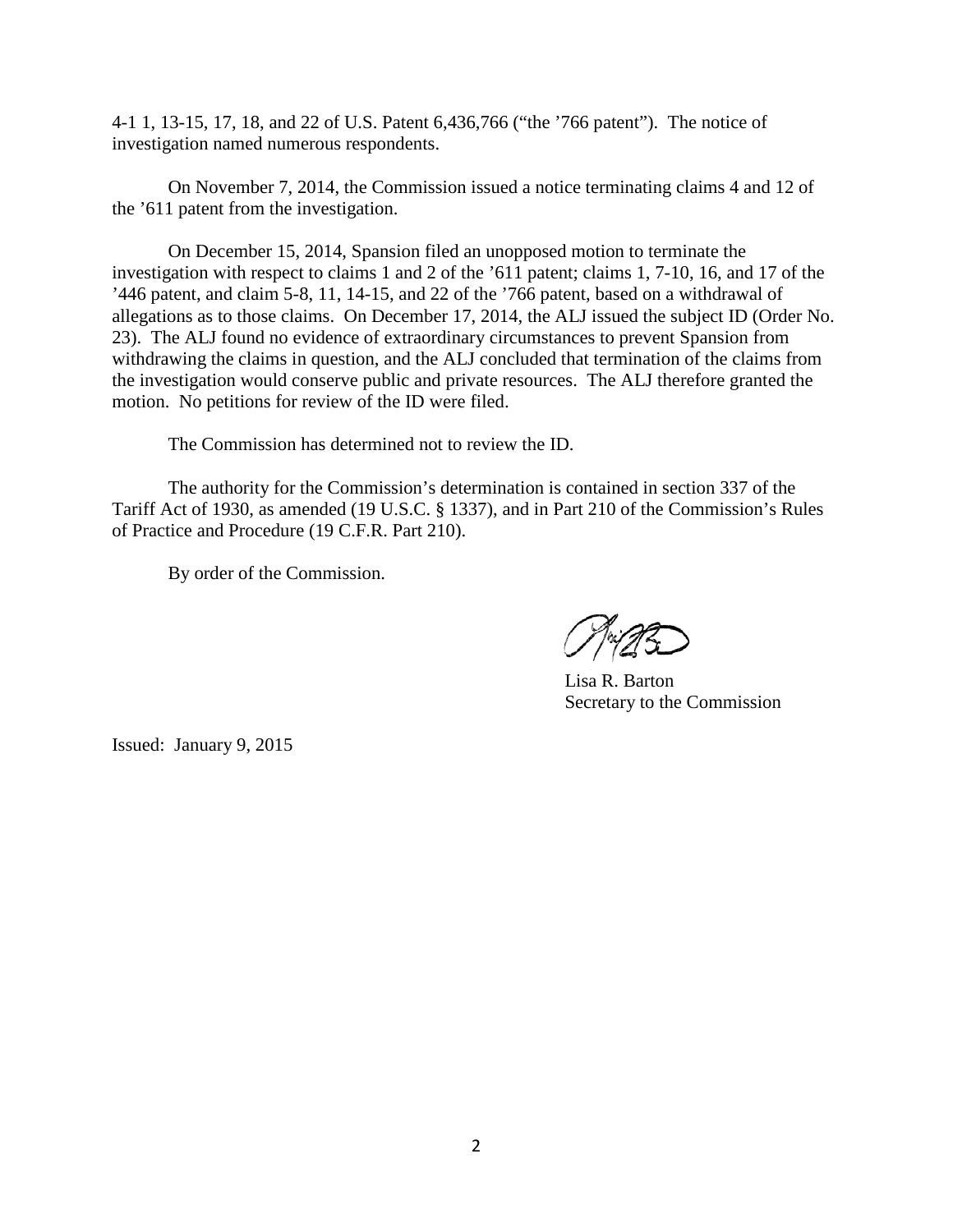4-1 1, 13-15, 17, 18, and 22 of U.S. Patent 6,436,766 ("the '766 patent"). The notice of investigation named numerous respondents.

On November 7, 2014, the Commission issued a notice terminating claims 4 and 12 of the '611 patent from the investigation.

On December 15, 2014, Spansion filed an unopposed motion to terminate the investigation with respect to claims 1 and 2 of the '611 patent; claims 1, 7-10, 16, and 17 of the '446 patent, and claim 5-8, 11, 14-15, and 22 of the '766 patent, based on a withdrawal of allegations as to those claims. On December 17, 2014, the ALJ issued the subject ID (Order No. 23). The ALJ found no evidence of extraordinary circumstances to prevent Spansion from withdrawing the claims in question, and the ALJ concluded that termination of the claims from the investigation would conserve public and private resources. The ALJ therefore granted the motion. No petitions for review of the ID were filed.

The Commission has determined not to review the ID.

The authority for the Commission's determination is contained in section 337 of the Tariff Act of 1930, as amended (19 U.S.C. § 1337), and in Part 210 of the Commission's Rules of Practice and Procedure (19 C.F.R. Part 210).

By order of the Commission.

Lisa R. Barton
Secretary to the Commission

Issued: January 9, 2015